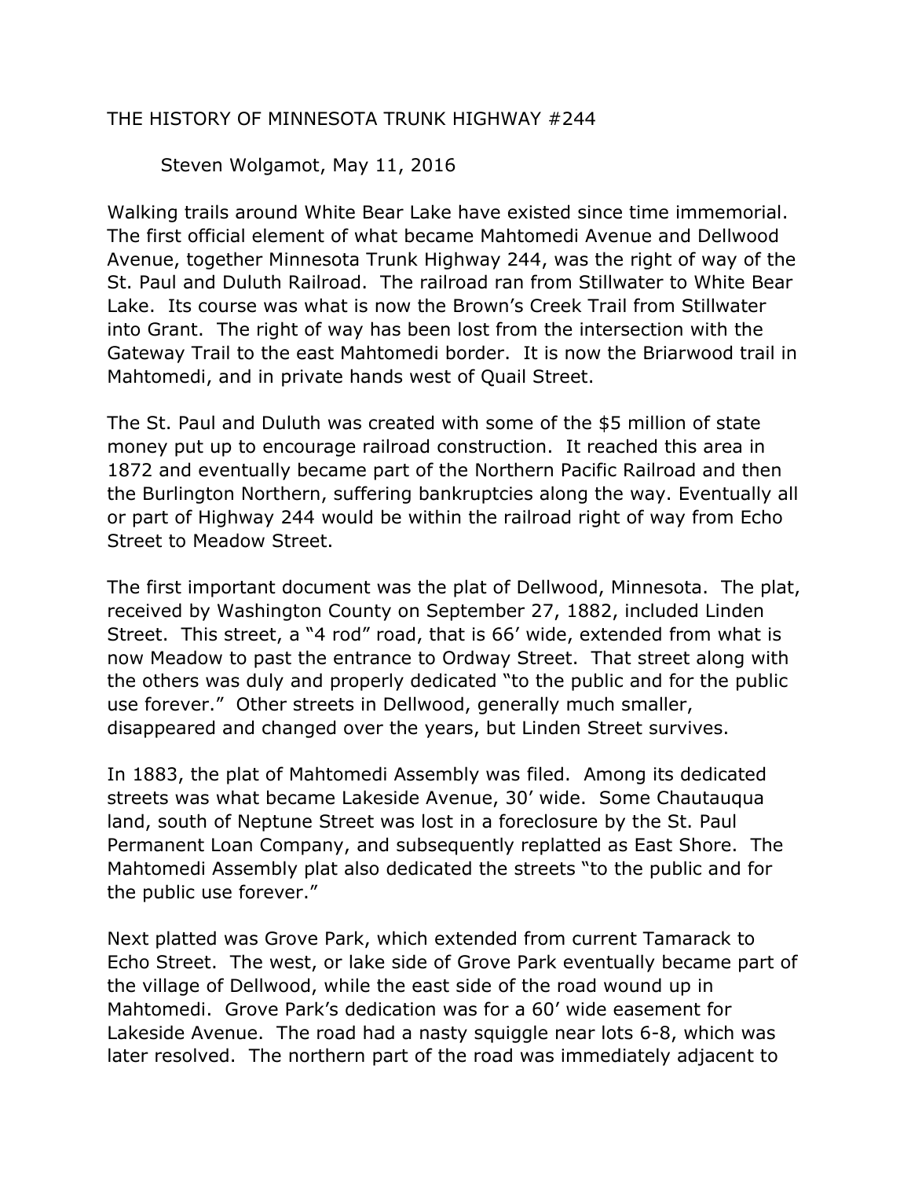# THE HISTORY OF MINNESOTA TRUNK HIGHWAY #244

Steven Wolgamot, May 11, 2016

Walking trails around White Bear Lake have existed since time immemorial. The first official element of what became Mahtomedi Avenue and Dellwood Avenue, together Minnesota Trunk Highway 244, was the right of way of the St. Paul and Duluth Railroad. The railroad ran from Stillwater to White Bear Lake. Its course was what is now the Brown's Creek Trail from Stillwater into Grant. The right of way has been lost from the intersection with the Gateway Trail to the east Mahtomedi border. It is now the Briarwood trail in Mahtomedi, and in private hands west of Quail Street.

The St. Paul and Duluth was created with some of the $5 million of state money put up to encourage railroad construction. It reached this area in 1872 and eventually became part of the Northern Pacific Railroad and then the Burlington Northern, suffering bankruptcies along the way. Eventually all or part of Highway 244 would be within the railroad right of way from Echo Street to Meadow Street.

The first important document was the plat of Dellwood, Minnesota. The plat, received by Washington County on September 27, 1882, included Linden Street. This street, a "4 rod" road, that is 66' wide, extended from what is now Meadow to past the entrance to Ordway Street. That street along with the others was duly and properly dedicated "to the public and for the public use forever." Other streets in Dellwood, generally much smaller, disappeared and changed over the years, but Linden Street survives.

In 1883, the plat of Mahtomedi Assembly was filed. Among its dedicated streets was what became Lakeside Avenue, 30' wide. Some Chautauqua land, south of Neptune Street was lost in a foreclosure by the St. Paul Permanent Loan Company, and subsequently replatted as East Shore. The Mahtomedi Assembly plat also dedicated the streets "to the public and for the public use forever."

Next platted was Grove Park, which extended from current Tamarack to Echo Street. The west, or lake side of Grove Park eventually became part of the village of Dellwood, while the east side of the road wound up in Mahtomedi. Grove Park's dedication was for a 60' wide easement for Lakeside Avenue. The road had a nasty squiggle near lots 6-8, which was later resolved. The northern part of the road was immediately adjacent to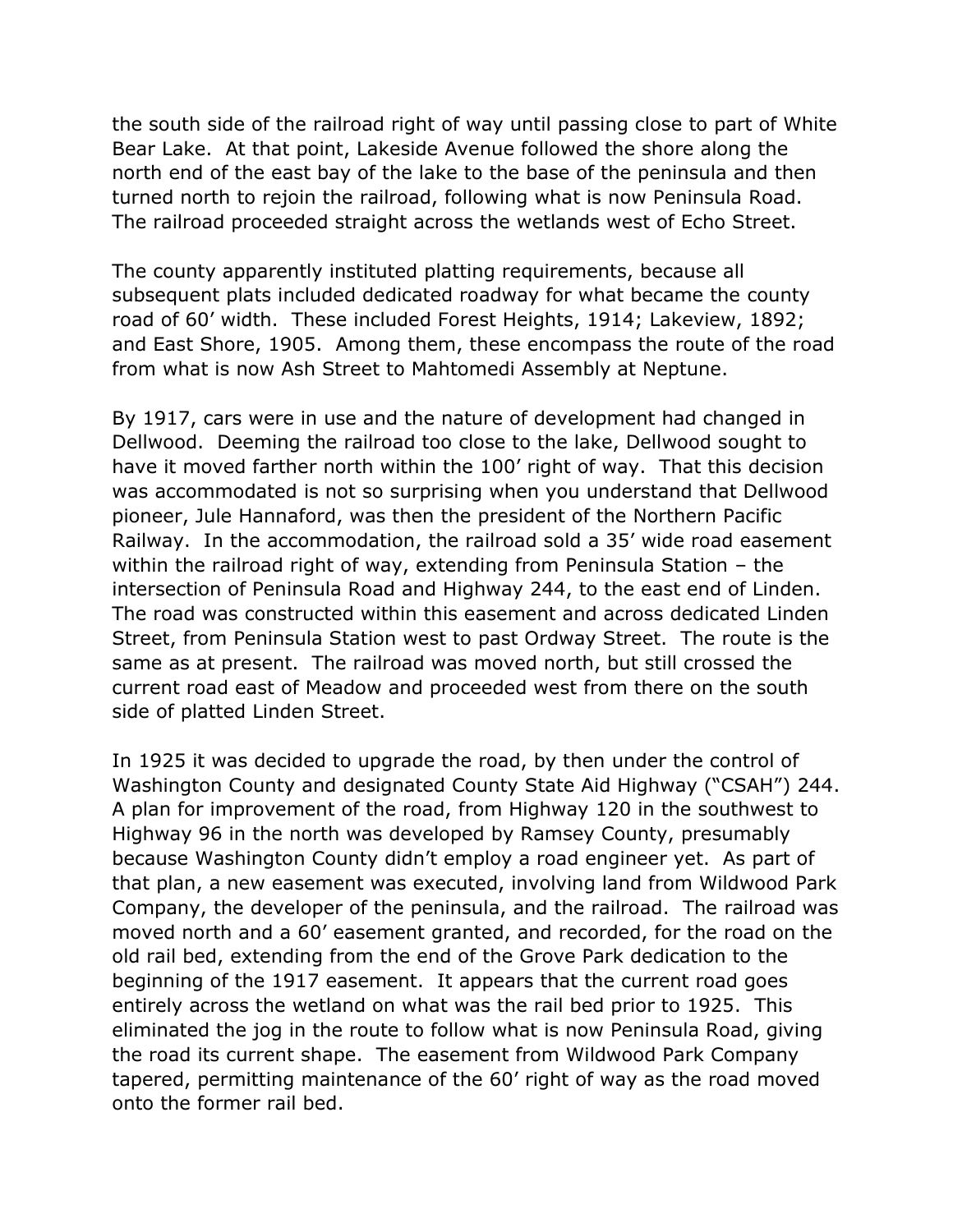the south side of the railroad right of way until passing close to part of White Bear Lake. At that point, Lakeside Avenue followed the shore along the north end of the east bay of the lake to the base of the peninsula and then turned north to rejoin the railroad, following what is now Peninsula Road. The railroad proceeded straight across the wetlands west of Echo Street.

The county apparently instituted platting requirements, because all subsequent plats included dedicated roadway for what became the county road of 60' width. These included Forest Heights, 1914; Lakeview, 1892; and East Shore, 1905. Among them, these encompass the route of the road from what is now Ash Street to Mahtomedi Assembly at Neptune.

By 1917, cars were in use and the nature of development had changed in Dellwood. Deeming the railroad too close to the lake, Dellwood sought to have it moved farther north within the 100' right of way. That this decision was accommodated is not so surprising when you understand that Dellwood pioneer, Jule Hannaford, was then the president of the Northern Pacific Railway. In the accommodation, the railroad sold a 35' wide road easement within the railroad right of way, extending from Peninsula Station – the intersection of Peninsula Road and Highway 244, to the east end of Linden. The road was constructed within this easement and across dedicated Linden Street, from Peninsula Station west to past Ordway Street. The route is the same as at present. The railroad was moved north, but still crossed the current road east of Meadow and proceeded west from there on the south side of platted Linden Street.

In 1925 it was decided to upgrade the road, by then under the control of Washington County and designated County State Aid Highway ("CSAH") 244. A plan for improvement of the road, from Highway 120 in the southwest to Highway 96 in the north was developed by Ramsey County, presumably because Washington County didn't employ a road engineer yet. As part of that plan, a new easement was executed, involving land from Wildwood Park Company, the developer of the peninsula, and the railroad. The railroad was moved north and a 60' easement granted, and recorded, for the road on the old rail bed, extending from the end of the Grove Park dedication to the beginning of the 1917 easement. It appears that the current road goes entirely across the wetland on what was the rail bed prior to 1925. This eliminated the jog in the route to follow what is now Peninsula Road, giving the road its current shape. The easement from Wildwood Park Company tapered, permitting maintenance of the 60' right of way as the road moved onto the former rail bed.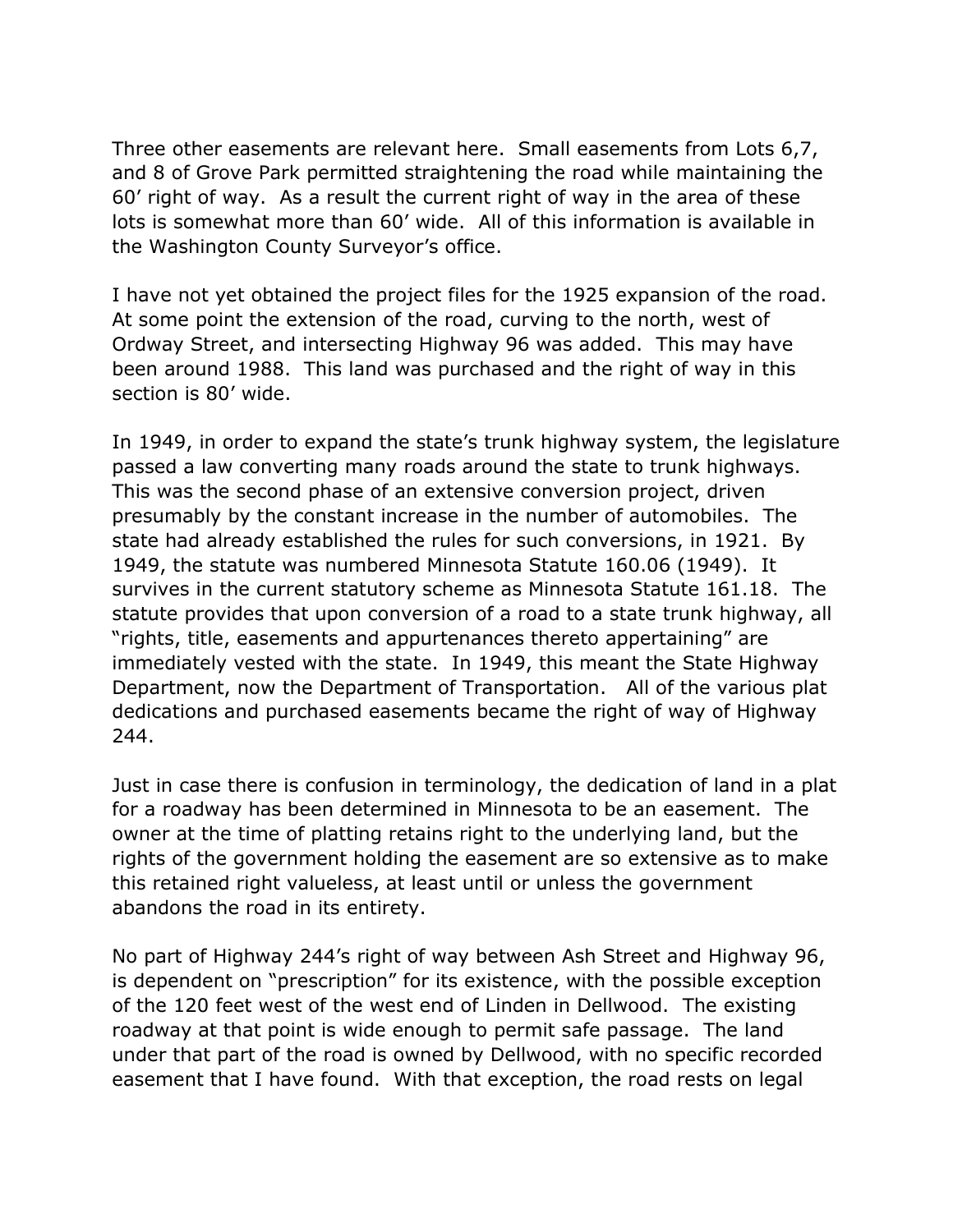Three other easements are relevant here. Small easements from Lots 6,7, and 8 of Grove Park permitted straightening the road while maintaining the 60' right of way. As a result the current right of way in the area of these lots is somewhat more than 60' wide. All of this information is available in the Washington County Surveyor's office.

I have not yet obtained the project files for the 1925 expansion of the road. At some point the extension of the road, curving to the north, west of Ordway Street, and intersecting Highway 96 was added. This may have been around 1988. This land was purchased and the right of way in this section is 80' wide.

In 1949, in order to expand the state's trunk highway system, the legislature passed a law converting many roads around the state to trunk highways. This was the second phase of an extensive conversion project, driven presumably by the constant increase in the number of automobiles. The state had already established the rules for such conversions, in 1921. By 1949, the statute was numbered Minnesota Statute 160.06 (1949). It survives in the current statutory scheme as Minnesota Statute 161.18. The statute provides that upon conversion of a road to a state trunk highway, all "rights, title, easements and appurtenances thereto appertaining" are immediately vested with the state. In 1949, this meant the State Highway Department, now the Department of Transportation. All of the various plat dedications and purchased easements became the right of way of Highway 244.

Just in case there is confusion in terminology, the dedication of land in a plat for a roadway has been determined in Minnesota to be an easement. The owner at the time of platting retains right to the underlying land, but the rights of the government holding the easement are so extensive as to make this retained right valueless, at least until or unless the government abandons the road in its entirety.

No part of Highway 244's right of way between Ash Street and Highway 96, is dependent on "prescription" for its existence, with the possible exception of the 120 feet west of the west end of Linden in Dellwood. The existing roadway at that point is wide enough to permit safe passage. The land under that part of the road is owned by Dellwood, with no specific recorded easement that I have found. With that exception, the road rests on legal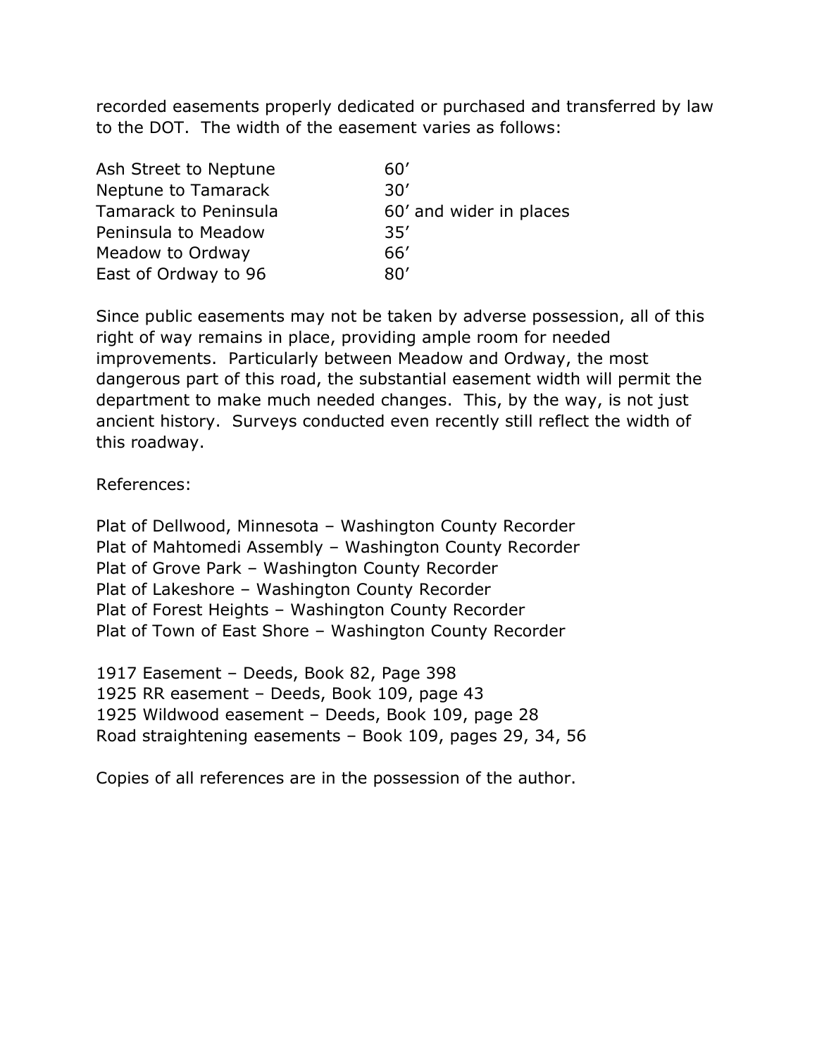recorded easements properly dedicated or purchased and transferred by law to the DOT. The width of the easement varies as follows:

| | |
|---|---|
| Ash Street to Neptune | 60' |
| Neptune to Tamarack | 30' |
| Tamarack to Peninsula | 60' and wider in places |
| Peninsula to Meadow | 35' |
| Meadow to Ordway | 66' |
| East of Ordway to 96 | 80' |

Since public easements may not be taken by adverse possession, all of this right of way remains in place, providing ample room for needed improvements. Particularly between Meadow and Ordway, the most dangerous part of this road, the substantial easement width will permit the department to make much needed changes. This, by the way, is not just ancient history. Surveys conducted even recently still reflect the width of this roadway.

References:

Plat of Dellwood, Minnesota – Washington County Recorder
Plat of Mahtomedi Assembly – Washington County Recorder
Plat of Grove Park – Washington County Recorder
Plat of Lakeshore – Washington County Recorder
Plat of Forest Heights – Washington County Recorder
Plat of Town of East Shore – Washington County Recorder

1917 Easement – Deeds, Book 82, Page 398
1925 RR easement – Deeds, Book 109, page 43
1925 Wildwood easement – Deeds, Book 109, page 28
Road straightening easements – Book 109, pages 29, 34, 56

Copies of all references are in the possession of the author.